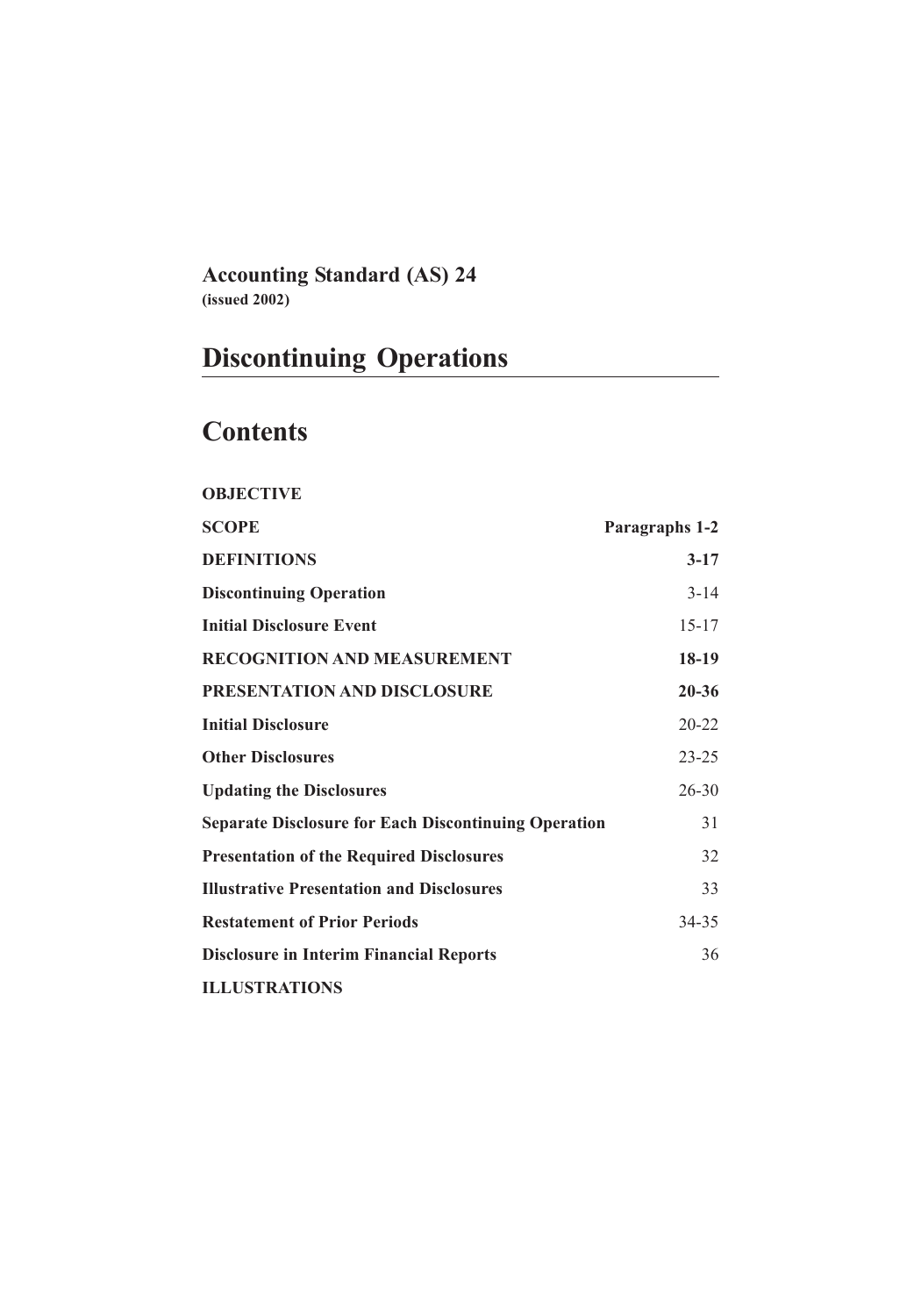**Accounting Standard (AS) 24**
**(issued 2002)**

# Discontinuing Operations

## Contents

| | |
|---|---|
| **OBJECTIVE** | |
| **SCOPE** | **Paragraphs 1-2** |
| **DEFINITIONS** | **3-17** |
| **Discontinuing Operation** | 3-14 |
| **Initial Disclosure Event** | 15-17 |
| **RECOGNITION AND MEASUREMENT** | **18-19** |
| **PRESENTATION AND DISCLOSURE** | **20-36** |
| **Initial Disclosure** | 20-22 |
| **Other Disclosures** | 23-25 |
| **Updating the Disclosures** | 26-30 |
| **Separate Disclosure for Each Discontinuing Operation** | 31 |
| **Presentation of the Required Disclosures** | 32 |
| **Illustrative Presentation and Disclosures** | 33 |
| **Restatement of Prior Periods** | 34-35 |
| **Disclosure in Interim Financial Reports** | 36 |
| **ILLUSTRATIONS** | |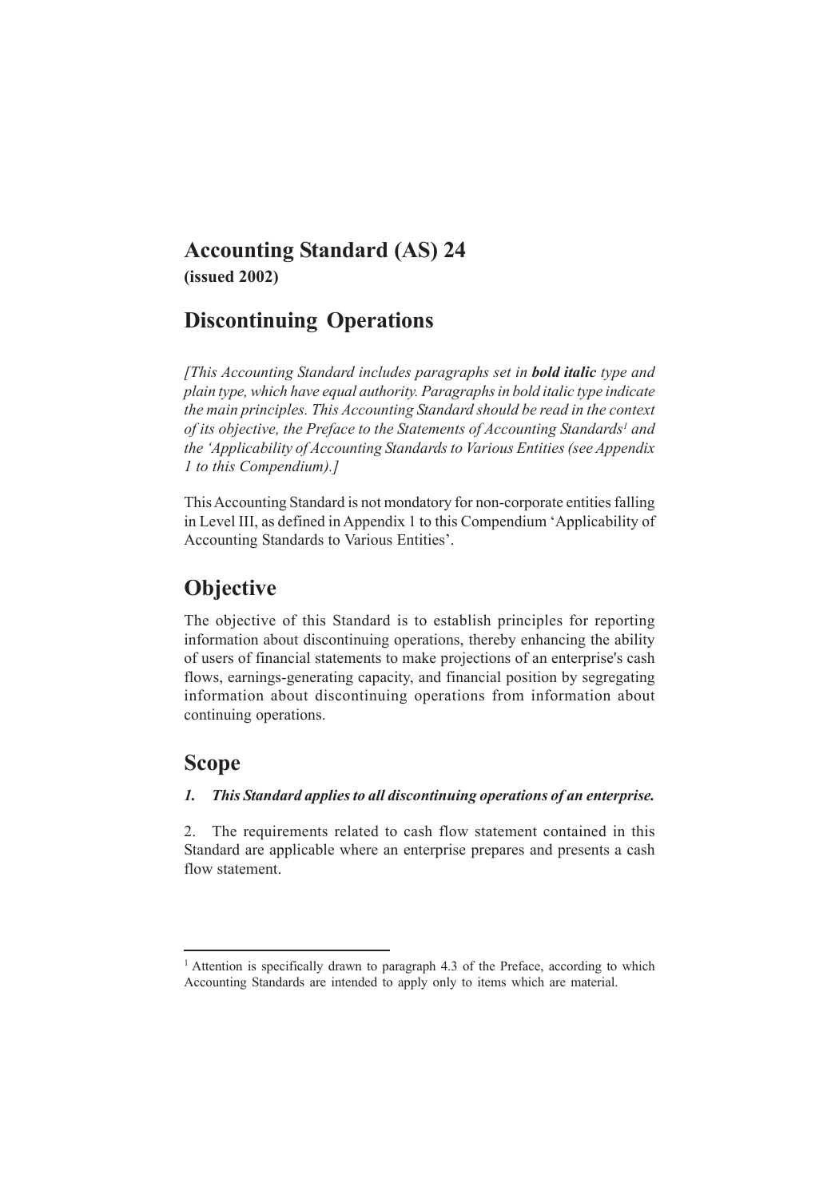# Accounting Standard (AS) 24

**(issued 2002)**

## Discontinuing Operations

*[This Accounting Standard includes paragraphs set in **bold italic** type and plain type, which have equal authority. Paragraphs in bold italic type indicate the main principles. This Accounting Standard should be read in the context of its objective, the Preface to the Statements of Accounting Standards[1] and the 'Applicability of Accounting Standards to Various Entities (see Appendix 1 to this Compendium).]*

This Accounting Standard is not mondatory for non-corporate entities falling in Level III, as defined in Appendix 1 to this Compendium 'Applicability of Accounting Standards to Various Entities'.

## Objective

The objective of this Standard is to establish principles for reporting information about discontinuing operations, thereby enhancing the ability of users of financial statements to make projections of an enterprise's cash flows, earnings-generating capacity, and financial position by segregating information about discontinuing operations from information about continuing operations.

## Scope

***1. This Standard applies to all discontinuing operations of an enterprise.***

2. The requirements related to cash flow statement contained in this Standard are applicable where an enterprise prepares and presents a cash flow statement.

---

[1] Attention is specifically drawn to paragraph 4.3 of the Preface, according to which Accounting Standards are intended to apply only to items which are material.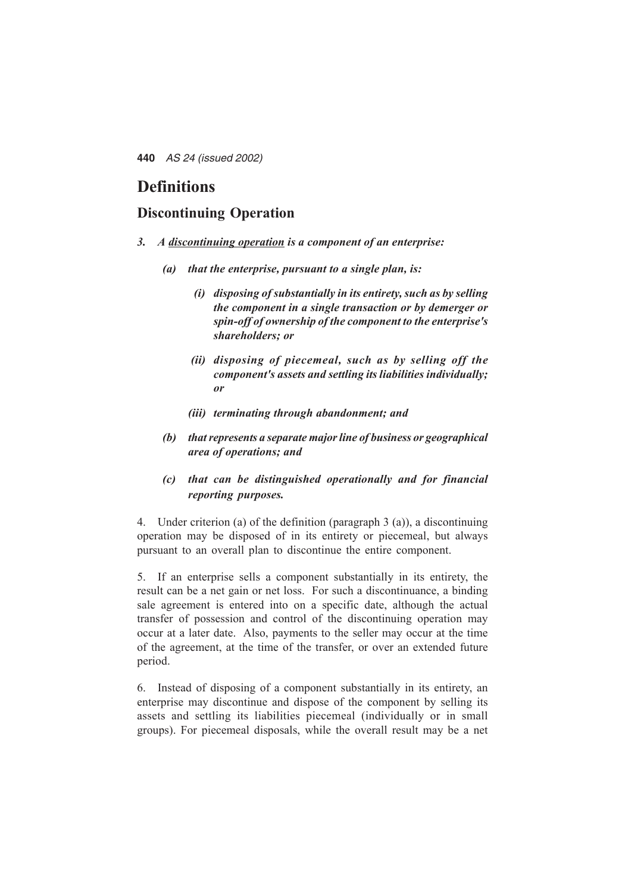## Definitions

### Discontinuing Operation

***3. A <u>discontinuing operation</u> is a component of an enterprise:***

***(a) that the enterprise, pursuant to a single plan, is:***

***(i) disposing of substantially in its entirety, such as by selling the component in a single transaction or by demerger or spin-off of ownership of the component to the enterprise's shareholders; or***

***(ii) disposing of piecemeal, such as by selling off the component's assets and settling its liabilities individually; or***

***(iii) terminating through abandonment; and***

***(b) that represents a separate major line of business or geographical area of operations; and***

***(c) that can be distinguished operationally and for financial reporting purposes.***

4. Under criterion (a) of the definition (paragraph 3 (a)), a discontinuing operation may be disposed of in its entirety or piecemeal, but always pursuant to an overall plan to discontinue the entire component.

5. If an enterprise sells a component substantially in its entirety, the result can be a net gain or net loss. For such a discontinuance, a binding sale agreement is entered into on a specific date, although the actual transfer of possession and control of the discontinuing operation may occur at a later date. Also, payments to the seller may occur at the time of the agreement, at the time of the transfer, or over an extended future period.

6. Instead of disposing of a component substantially in its entirety, an enterprise may discontinue and dispose of the component by selling its assets and settling its liabilities piecemeal (individually or in small groups). For piecemeal disposals, while the overall result may be a net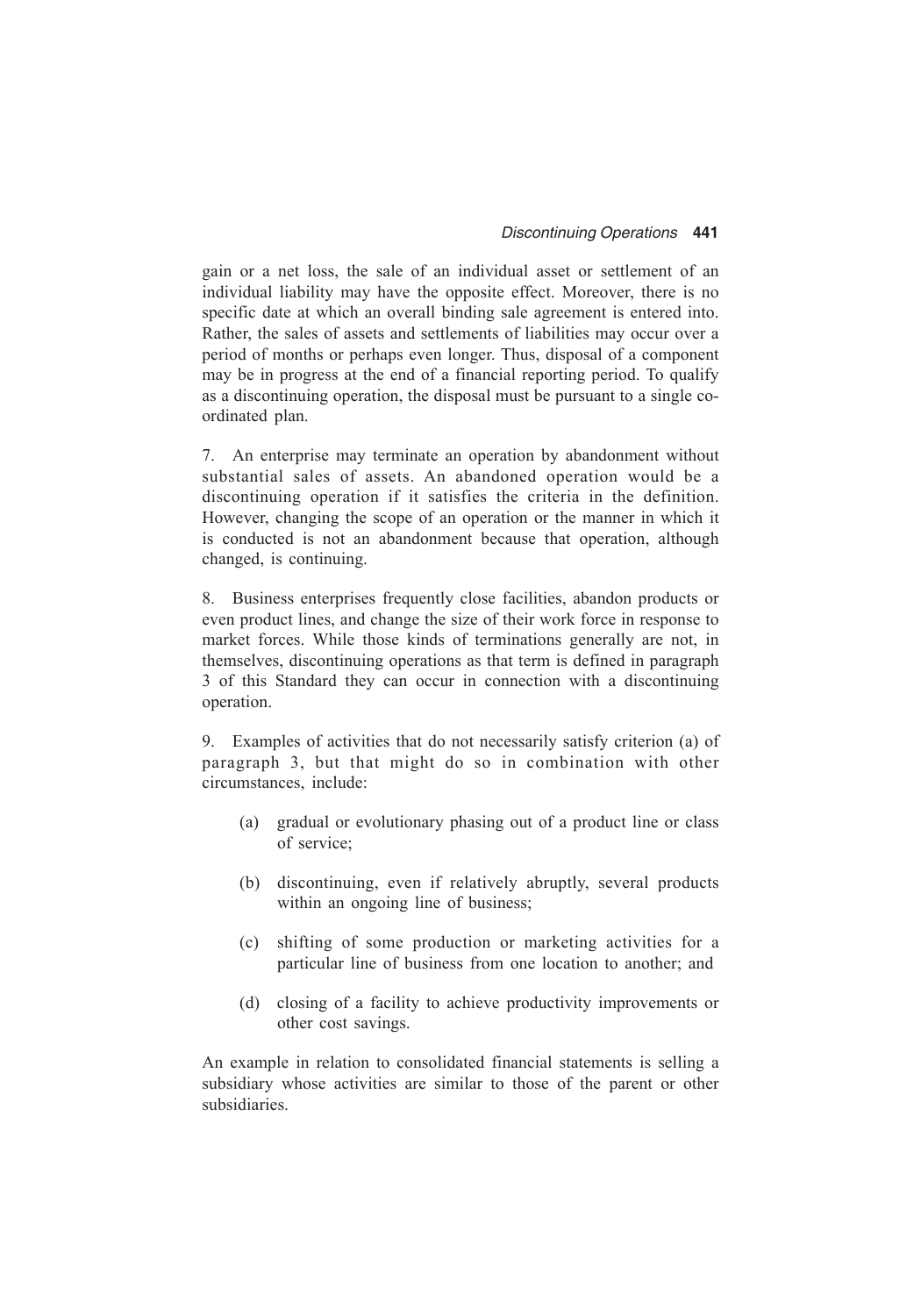gain or a net loss, the sale of an individual asset or settlement of an individual liability may have the opposite effect. Moreover, there is no specific date at which an overall binding sale agreement is entered into. Rather, the sales of assets and settlements of liabilities may occur over a period of months or perhaps even longer. Thus, disposal of a component may be in progress at the end of a financial reporting period. To qualify as a discontinuing operation, the disposal must be pursuant to a single co-ordinated plan.

7. An enterprise may terminate an operation by abandonment without substantial sales of assets. An abandoned operation would be a discontinuing operation if it satisfies the criteria in the definition. However, changing the scope of an operation or the manner in which it is conducted is not an abandonment because that operation, although changed, is continuing.

8. Business enterprises frequently close facilities, abandon products or even product lines, and change the size of their work force in response to market forces. While those kinds of terminations generally are not, in themselves, discontinuing operations as that term is defined in paragraph 3 of this Standard they can occur in connection with a discontinuing operation.

9. Examples of activities that do not necessarily satisfy criterion (a) of paragraph 3, but that might do so in combination with other circumstances, include:

(a) gradual or evolutionary phasing out of a product line or class of service;

(b) discontinuing, even if relatively abruptly, several products within an ongoing line of business;

(c) shifting of some production or marketing activities for a particular line of business from one location to another; and

(d) closing of a facility to achieve productivity improvements or other cost savings.

An example in relation to consolidated financial statements is selling a subsidiary whose activities are similar to those of the parent or other subsidiaries.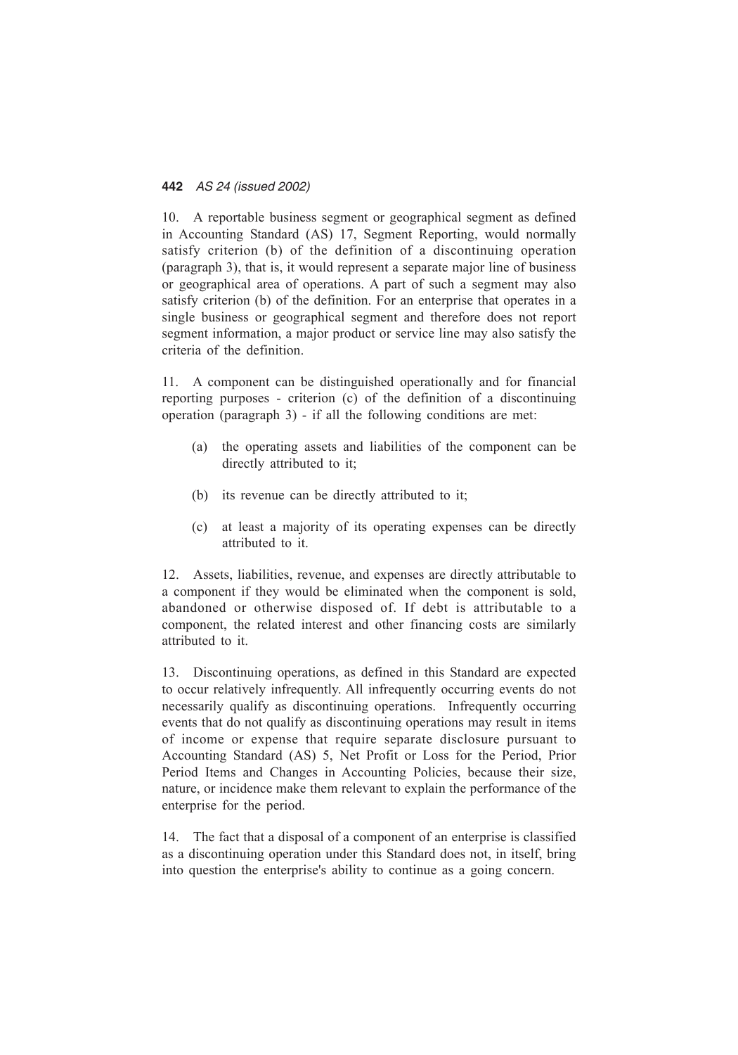10. A reportable business segment or geographical segment as defined in Accounting Standard (AS) 17, Segment Reporting, would normally satisfy criterion (b) of the definition of a discontinuing operation (paragraph 3), that is, it would represent a separate major line of business or geographical area of operations. A part of such a segment may also satisfy criterion (b) of the definition. For an enterprise that operates in a single business or geographical segment and therefore does not report segment information, a major product or service line may also satisfy the criteria of the definition.

11. A component can be distinguished operationally and for financial reporting purposes - criterion (c) of the definition of a discontinuing operation (paragraph 3) - if all the following conditions are met:

(a) the operating assets and liabilities of the component can be directly attributed to it;

(b) its revenue can be directly attributed to it;

(c) at least a majority of its operating expenses can be directly attributed to it.

12. Assets, liabilities, revenue, and expenses are directly attributable to a component if they would be eliminated when the component is sold, abandoned or otherwise disposed of. If debt is attributable to a component, the related interest and other financing costs are similarly attributed to it.

13. Discontinuing operations, as defined in this Standard are expected to occur relatively infrequently. All infrequently occurring events do not necessarily qualify as discontinuing operations. Infrequently occurring events that do not qualify as discontinuing operations may result in items of income or expense that require separate disclosure pursuant to Accounting Standard (AS) 5, Net Profit or Loss for the Period, Prior Period Items and Changes in Accounting Policies, because their size, nature, or incidence make them relevant to explain the performance of the enterprise for the period.

14. The fact that a disposal of a component of an enterprise is classified as a discontinuing operation under this Standard does not, in itself, bring into question the enterprise's ability to continue as a going concern.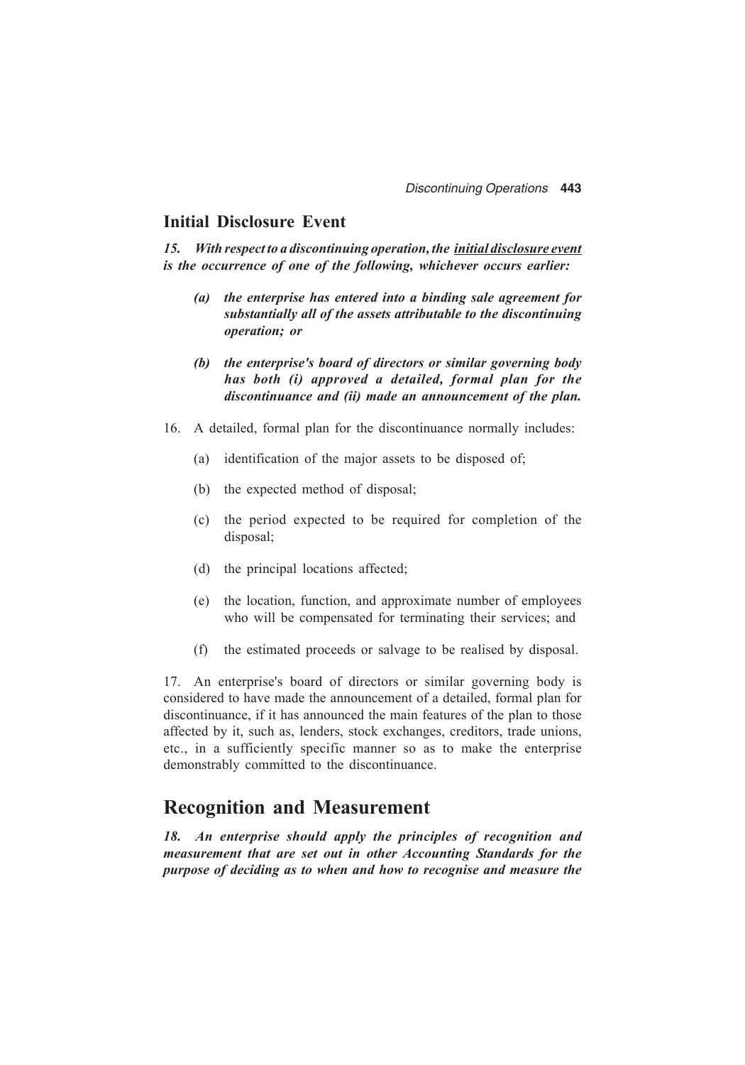## Initial Disclosure Event

***15. With respect to a discontinuing operation, the <u>initial disclosure event</u> is the occurrence of one of the following, whichever occurs earlier:***

- ***(a) the enterprise has entered into a binding sale agreement for substantially all of the assets attributable to the discontinuing operation; or***

- ***(b) the enterprise's board of directors or similar governing body has both (i) approved a detailed, formal plan for the discontinuance and (ii) made an announcement of the plan.***

16. A detailed, formal plan for the discontinuance normally includes:

- (a) identification of the major assets to be disposed of;
- (b) the expected method of disposal;
- (c) the period expected to be required for completion of the disposal;
- (d) the principal locations affected;
- (e) the location, function, and approximate number of employees who will be compensated for terminating their services; and
- (f) the estimated proceeds or salvage to be realised by disposal.

17. An enterprise's board of directors or similar governing body is considered to have made the announcement of a detailed, formal plan for discontinuance, if it has announced the main features of the plan to those affected by it, such as, lenders, stock exchanges, creditors, trade unions, etc., in a sufficiently specific manner so as to make the enterprise demonstrably committed to the discontinuance.

# Recognition and Measurement

***18. An enterprise should apply the principles of recognition and measurement that are set out in other Accounting Standards for the purpose of deciding as to when and how to recognise and measure the***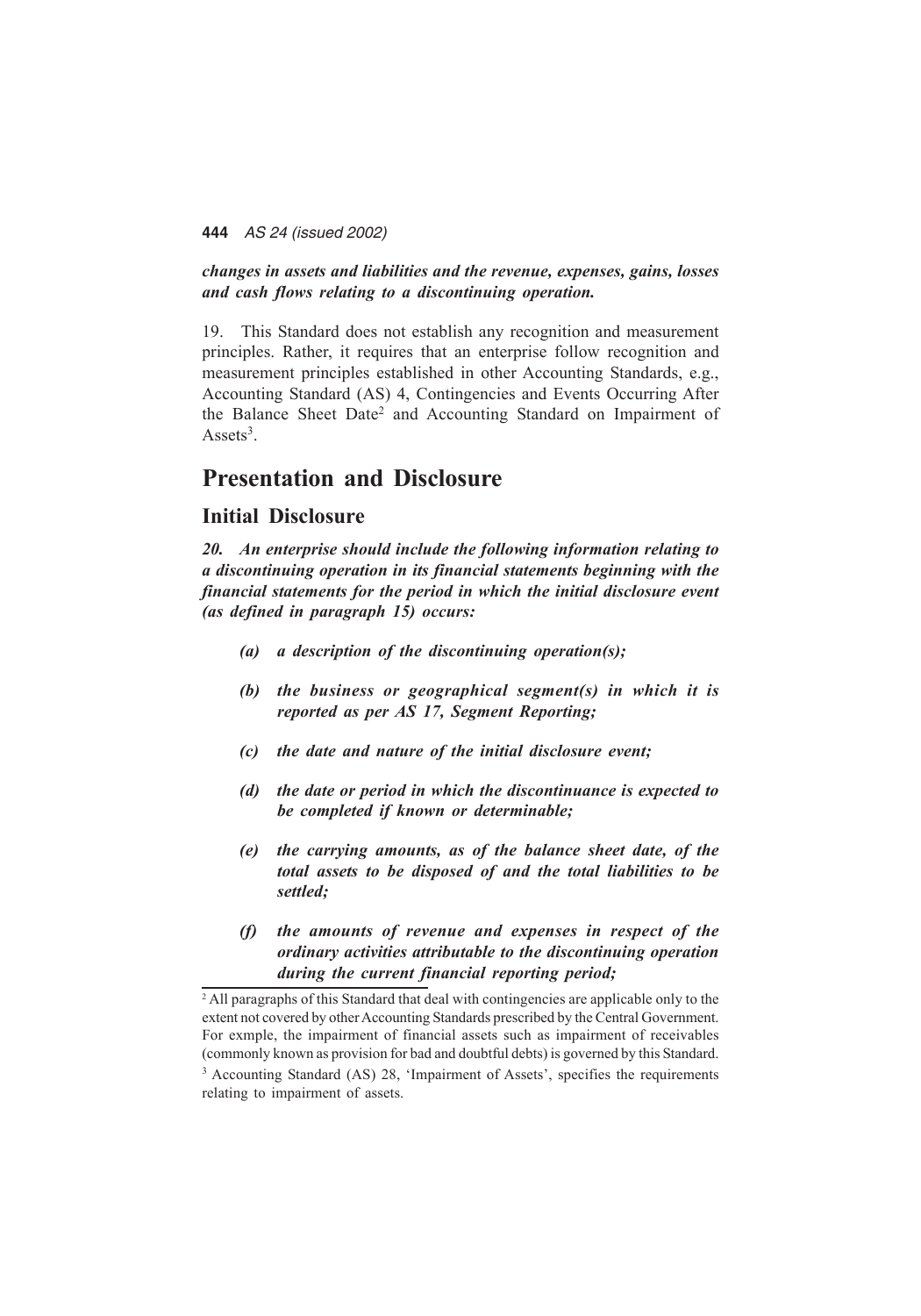***changes in assets and liabilities and the revenue, expenses, gains, losses and cash flows relating to a discontinuing operation.***

19. This Standard does not establish any recognition and measurement principles. Rather, it requires that an enterprise follow recognition and measurement principles established in other Accounting Standards, e.g., Accounting Standard (AS) 4, Contingencies and Events Occurring After the Balance Sheet Date[2] and Accounting Standard on Impairment of Assets[3].

# Presentation and Disclosure

## Initial Disclosure

***20. An enterprise should include the following information relating to a discontinuing operation in its financial statements beginning with the financial statements for the period in which the initial disclosure event (as defined in paragraph 15) occurs:***

- ***(a) a description of the discontinuing operation(s);***
- ***(b) the business or geographical segment(s) in which it is reported as per AS 17, Segment Reporting;***
- ***(c) the date and nature of the initial disclosure event;***
- ***(d) the date or period in which the discontinuance is expected to be completed if known or determinable;***
- ***(e) the carrying amounts, as of the balance sheet date, of the total assets to be disposed of and the total liabilities to be settled;***
- ***(f) the amounts of revenue and expenses in respect of the ordinary activities attributable to the discontinuing operation during the current financial reporting period;***

---

[2] All paragraphs of this Standard that deal with contingencies are applicable only to the extent not covered by other Accounting Standards prescribed by the Central Government. For exmple, the impairment of financial assets such as impairment of receivables (commonly known as provision for bad and doubtful debts) is governed by this Standard.

[3] Accounting Standard (AS) 28, 'Impairment of Assets', specifies the requirements relating to impairment of assets.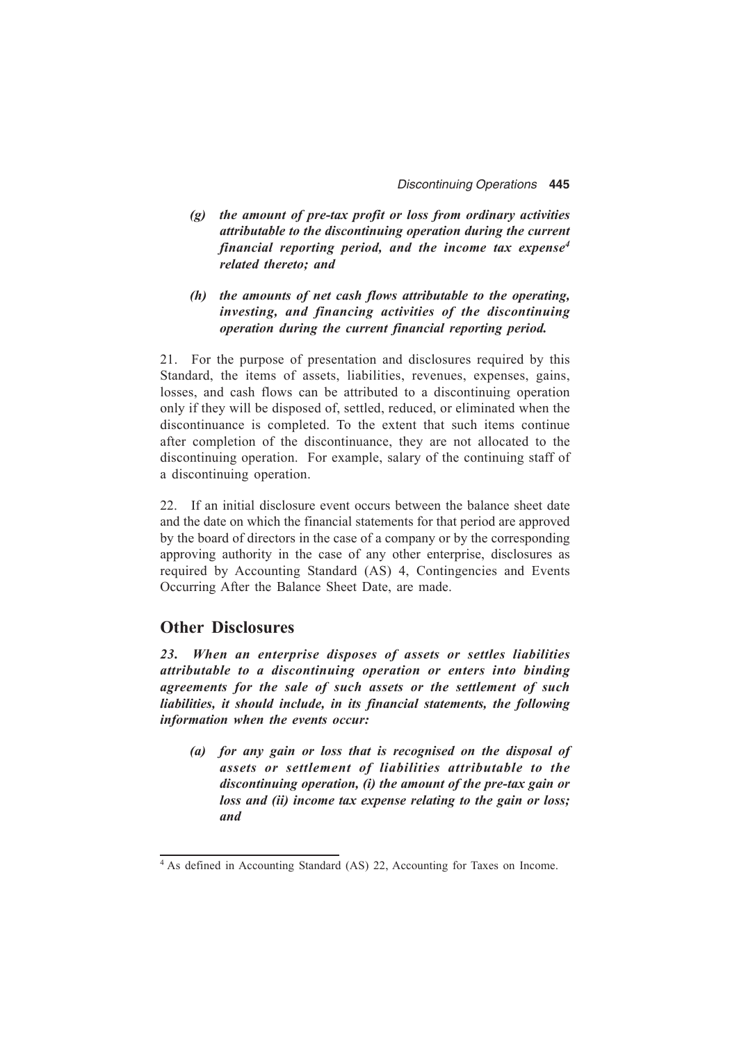*(g) the amount of pre-tax profit or loss from ordinary activities attributable to the discontinuing operation during the current financial reporting period, and the income tax expense[4] related thereto; and*

*(h) the amounts of net cash flows attributable to the operating, investing, and financing activities of the discontinuing operation during the current financial reporting period.*

21. For the purpose of presentation and disclosures required by this Standard, the items of assets, liabilities, revenues, expenses, gains, losses, and cash flows can be attributed to a discontinuing operation only if they will be disposed of, settled, reduced, or eliminated when the discontinuance is completed. To the extent that such items continue after completion of the discontinuance, they are not allocated to the discontinuing operation. For example, salary of the continuing staff of a discontinuing operation.

22. If an initial disclosure event occurs between the balance sheet date and the date on which the financial statements for that period are approved by the board of directors in the case of a company or by the corresponding approving authority in the case of any other enterprise, disclosures as required by Accounting Standard (AS) 4, Contingencies and Events Occurring After the Balance Sheet Date, are made.

## Other Disclosures

***23. When an enterprise disposes of assets or settles liabilities attributable to a discontinuing operation or enters into binding agreements for the sale of such assets or the settlement of such liabilities, it should include, in its financial statements, the following information when the events occur:***

*(a) for any gain or loss that is recognised on the disposal of assets or settlement of liabilities attributable to the discontinuing operation, (i) the amount of the pre-tax gain or loss and (ii) income tax expense relating to the gain or loss; and*

---

[4] As defined in Accounting Standard (AS) 22, Accounting for Taxes on Income.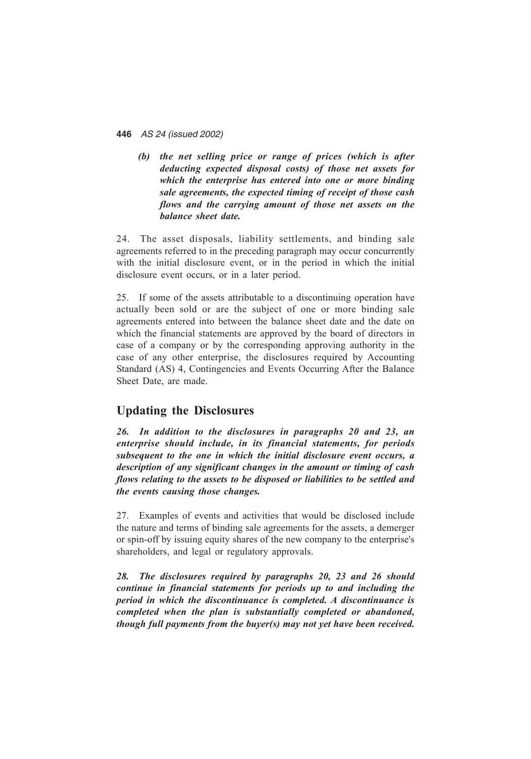*(b) the net selling price or range of prices (which is after deducting expected disposal costs) of those net assets for which the enterprise has entered into one or more binding sale agreements, the expected timing of receipt of those cash flows and the carrying amount of those net assets on the balance sheet date.*

24. The asset disposals, liability settlements, and binding sale agreements referred to in the preceding paragraph may occur concurrently with the initial disclosure event, or in the period in which the initial disclosure event occurs, or in a later period.

25. If some of the assets attributable to a discontinuing operation have actually been sold or are the subject of one or more binding sale agreements entered into between the balance sheet date and the date on which the financial statements are approved by the board of directors in case of a company or by the corresponding approving authority in the case of any other enterprise, the disclosures required by Accounting Standard (AS) 4, Contingencies and Events Occurring After the Balance Sheet Date, are made.

## Updating the Disclosures

***26. In addition to the disclosures in paragraphs 20 and 23, an enterprise should include, in its financial statements, for periods subsequent to the one in which the initial disclosure event occurs, a description of any significant changes in the amount or timing of cash flows relating to the assets to be disposed or liabilities to be settled and the events causing those changes.***

27. Examples of events and activities that would be disclosed include the nature and terms of binding sale agreements for the assets, a demerger or spin-off by issuing equity shares of the new company to the enterprise's shareholders, and legal or regulatory approvals.

***28. The disclosures required by paragraphs 20, 23 and 26 should continue in financial statements for periods up to and including the period in which the discontinuance is completed. A discontinuance is completed when the plan is substantially completed or abandoned, though full payments from the buyer(s) may not yet have been received.***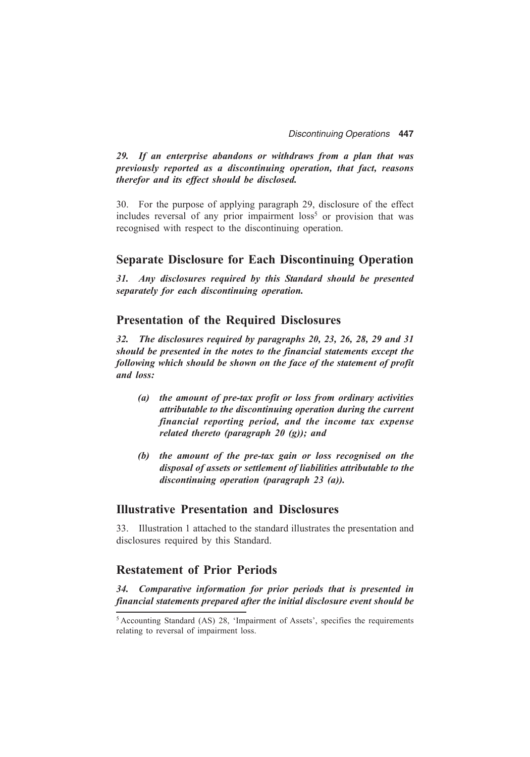***29. If an enterprise abandons or withdraws from a plan that was previously reported as a discontinuing operation, that fact, reasons therefor and its effect should be disclosed.***

30. For the purpose of applying paragraph 29, disclosure of the effect includes reversal of any prior impairment loss[5] or provision that was recognised with respect to the discontinuing operation.

## Separate Disclosure for Each Discontinuing Operation

***31. Any disclosures required by this Standard should be presented separately for each discontinuing operation.***

## Presentation of the Required Disclosures

***32. The disclosures required by paragraphs 20, 23, 26, 28, 29 and 31 should be presented in the notes to the financial statements except the following which should be shown on the face of the statement of profit and loss:***

- ***(a) the amount of pre-tax profit or loss from ordinary activities attributable to the discontinuing operation during the current financial reporting period, and the income tax expense related thereto (paragraph 20 (g)); and***
- ***(b) the amount of the pre-tax gain or loss recognised on the disposal of assets or settlement of liabilities attributable to the discontinuing operation (paragraph 23 (a)).***

## Illustrative Presentation and Disclosures

33. Illustration 1 attached to the standard illustrates the presentation and disclosures required by this Standard.

## Restatement of Prior Periods

***34. Comparative information for prior periods that is presented in financial statements prepared after the initial disclosure event should be***

[5] Accounting Standard (AS) 28, 'Impairment of Assets', specifies the requirements relating to reversal of impairment loss.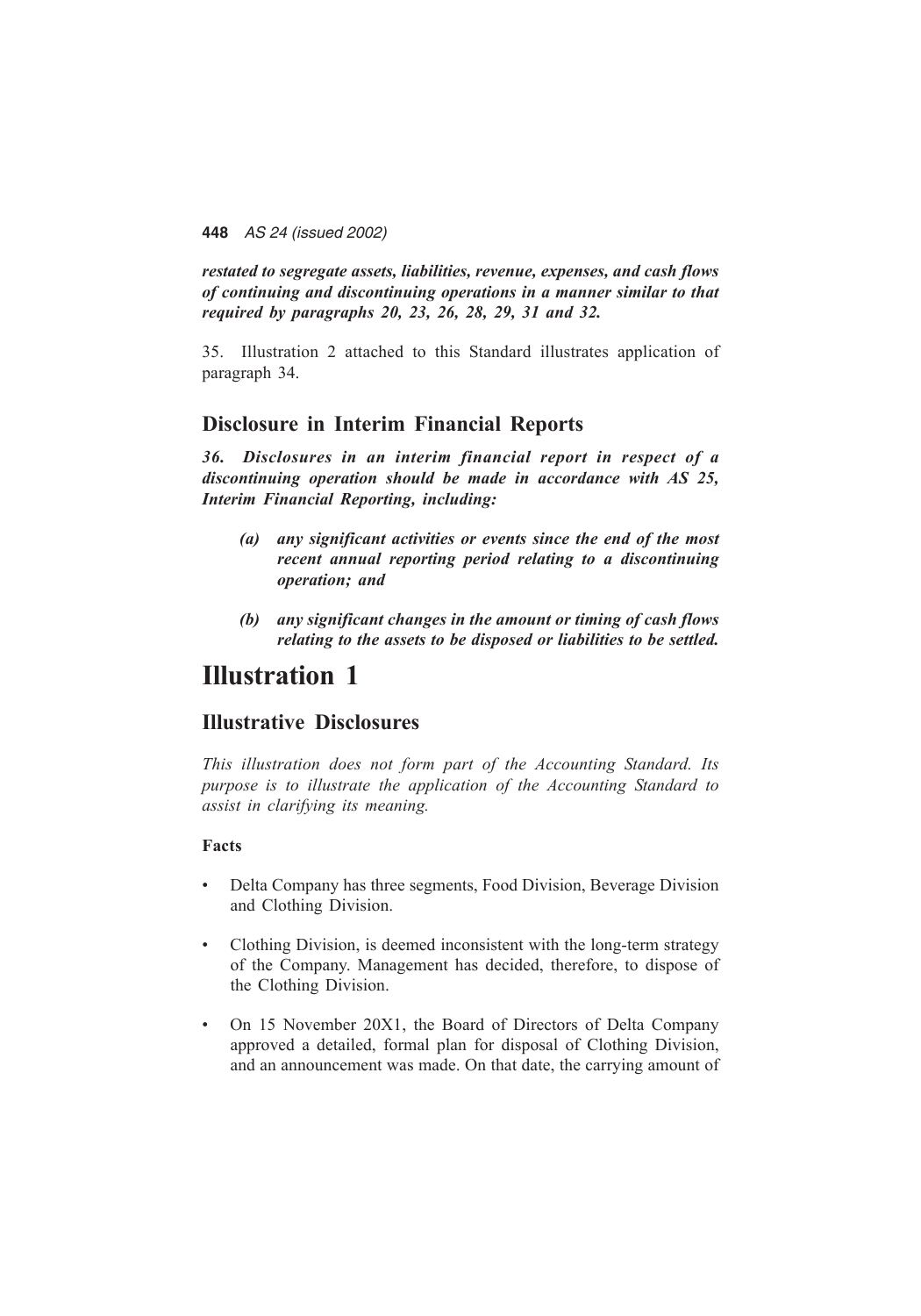***restated to segregate assets, liabilities, revenue, expenses, and cash flows of continuing and discontinuing operations in a manner similar to that required by paragraphs 20, 23, 26, 28, 29, 31 and 32.***

35. Illustration 2 attached to this Standard illustrates application of paragraph 34.

## Disclosure in Interim Financial Reports

***36. Disclosures in an interim financial report in respect of a discontinuing operation should be made in accordance with AS 25, Interim Financial Reporting, including:***

- ***(a) any significant activities or events since the end of the most recent annual reporting period relating to a discontinuing operation; and***
- ***(b) any significant changes in the amount or timing of cash flows relating to the assets to be disposed or liabilities to be settled.***

# Illustration 1

## Illustrative Disclosures

*This illustration does not form part of the Accounting Standard. Its purpose is to illustrate the application of the Accounting Standard to assist in clarifying its meaning.*

**Facts**

- Delta Company has three segments, Food Division, Beverage Division and Clothing Division.
- Clothing Division, is deemed inconsistent with the long-term strategy of the Company. Management has decided, therefore, to dispose of the Clothing Division.
- On 15 November 20X1, the Board of Directors of Delta Company approved a detailed, formal plan for disposal of Clothing Division, and an announcement was made. On that date, the carrying amount of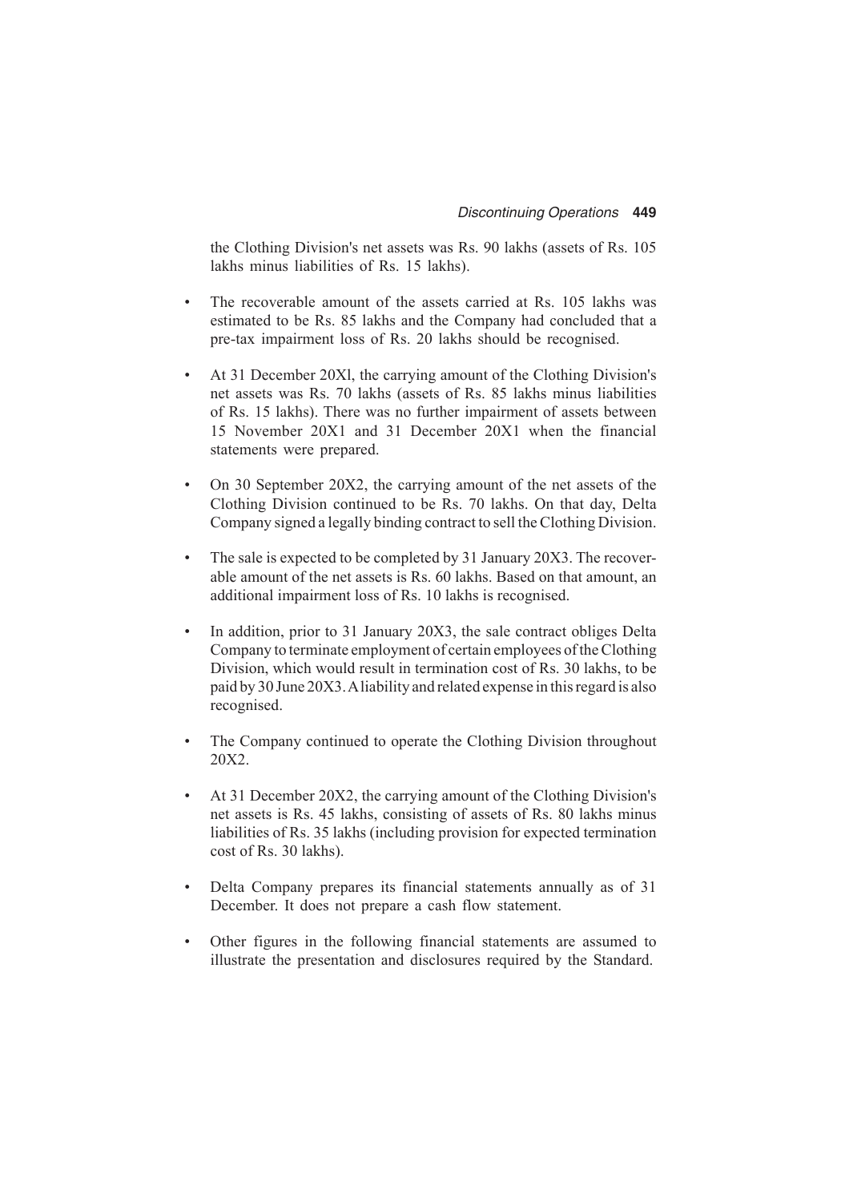the Clothing Division's net assets was Rs. 90 lakhs (assets of Rs. 105 lakhs minus liabilities of Rs. 15 lakhs).

- The recoverable amount of the assets carried at Rs. 105 lakhs was estimated to be Rs. 85 lakhs and the Company had concluded that a pre-tax impairment loss of Rs. 20 lakhs should be recognised.
- At 31 December 20Xl, the carrying amount of the Clothing Division's net assets was Rs. 70 lakhs (assets of Rs. 85 lakhs minus liabilities of Rs. 15 lakhs). There was no further impairment of assets between 15 November 20X1 and 31 December 20X1 when the financial statements were prepared.
- On 30 September 20X2, the carrying amount of the net assets of the Clothing Division continued to be Rs. 70 lakhs. On that day, Delta Company signed a legally binding contract to sell the Clothing Division.
- The sale is expected to be completed by 31 January 20X3. The recoverable amount of the net assets is Rs. 60 lakhs. Based on that amount, an additional impairment loss of Rs. 10 lakhs is recognised.
- In addition, prior to 31 January 20X3, the sale contract obliges Delta Company to terminate employment of certain employees of the Clothing Division, which would result in termination cost of Rs. 30 lakhs, to be paid by 30 June 20X3. A liability and related expense in this regard is also recognised.
- The Company continued to operate the Clothing Division throughout 20X2.
- At 31 December 20X2, the carrying amount of the Clothing Division's net assets is Rs. 45 lakhs, consisting of assets of Rs. 80 lakhs minus liabilities of Rs. 35 lakhs (including provision for expected termination cost of Rs. 30 lakhs).
- Delta Company prepares its financial statements annually as of 31 December. It does not prepare a cash flow statement.
- Other figures in the following financial statements are assumed to illustrate the presentation and disclosures required by the Standard.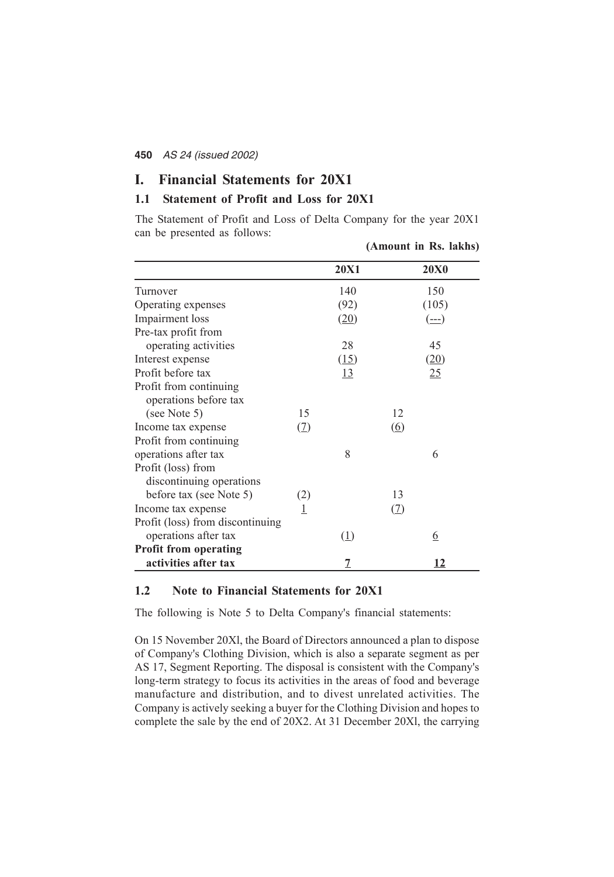# I. Financial Statements for 20X1

## 1.1 Statement of Profit and Loss for 20X1

The Statement of Profit and Loss of Delta Company for the year 20X1 can be presented as follows:

**(Amount in Rs. lakhs)**

| | | **20X1** | | **20X0** |
|---|---|---|---|---|
| Turnover | | 140 | | 150 |
| Operating expenses | | (92) | | (105) |
| Impairment loss | | (20) | | (---) |
| Pre-tax profit from operating activities | | 28 | | 45 |
| Interest expense | | (15) | | (20) |
| Profit before tax | | 13 | | 25 |
| Profit from continuing operations before tax (see Note 5) | 15 | | 12 | |
| Income tax expense | (7) | | (6) | |
| Profit from continuing operations after tax | | 8 | | 6 |
| Profit (loss) from discontinuing operations before tax (see Note 5) | (2) | | 13 | |
| Income tax expense | 1 | | (7) | |
| Profit (loss) from discontinuing operations after tax | | (1) | | 6 |
| **Profit from operating activities after tax** | | **7** | | **12** |

## 1.2 Note to Financial Statements for 20X1

The following is Note 5 to Delta Company's financial statements:

On 15 November 20Xl, the Board of Directors announced a plan to dispose of Company's Clothing Division, which is also a separate segment as per AS 17, Segment Reporting. The disposal is consistent with the Company's long-term strategy to focus its activities in the areas of food and beverage manufacture and distribution, and to divest unrelated activities. The Company is actively seeking a buyer for the Clothing Division and hopes to complete the sale by the end of 20X2. At 31 December 20Xl, the carrying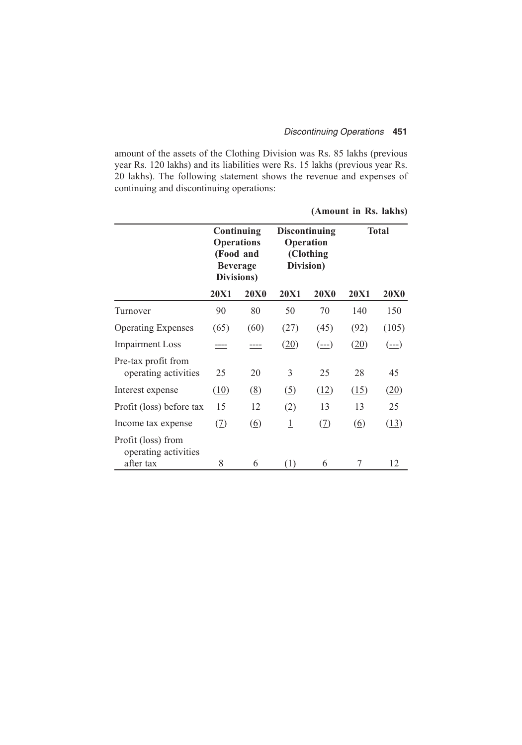amount of the assets of the Clothing Division was Rs. 85 lakhs (previous year Rs. 120 lakhs) and its liabilities were Rs. 15 lakhs (previous year Rs. 20 lakhs). The following statement shows the revenue and expenses of continuing and discontinuing operations:

**(Amount in Rs. lakhs)**

| | **Continuing Operations (Food and Beverage Divisions)** | | **Discontinuing Operation (Clothing Division)** | | **Total** | |
|---|---|---|---|---|---|---|
| | **20X1** | **20X0** | **20X1** | **20X0** | **20X1** | **20X0** |
| Turnover | 90 | 80 | 50 | 70 | 140 | 150 |
| Operating Expenses | (65) | (60) | (27) | (45) | (92) | (105) |
| Impairment Loss | ---- | ---- | (20) | (---) | (20) | (---) |
| Pre-tax profit from operating activities | 25 | 20 | 3 | 25 | 28 | 45 |
| Interest expense | (10) | (8) | (5) | (12) | (15) | (20) |
| Profit (loss) before tax | 15 | 12 | (2) | 13 | 13 | 25 |
| Income tax expense | (7) | (6) | 1 | (7) | (6) | (13) |
| Profit (loss) from operating activities after tax | 8 | 6 | (1) | 6 | 7 | 12 |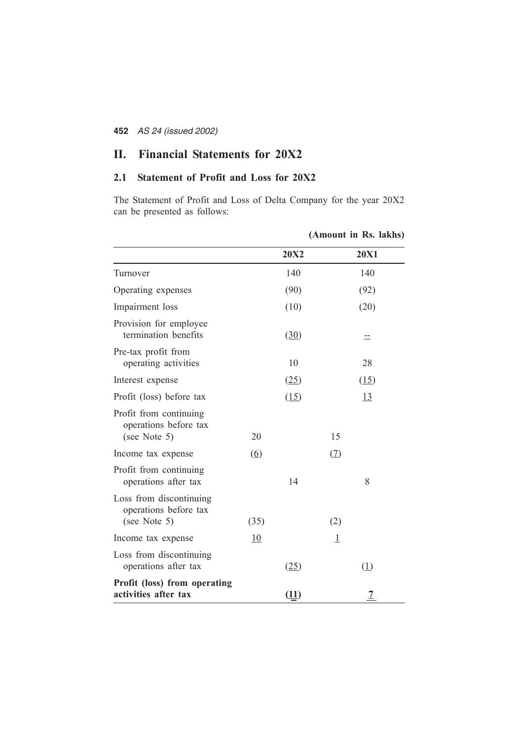# II. Financial Statements for 20X2

## 2.1 Statement of Profit and Loss for 20X2

The Statement of Profit and Loss of Delta Company for the year 20X2 can be presented as follows:

**(Amount in Rs. lakhs)**

| | | 20X2 | | 20X1 |
|---|---|---|---|---|
| Turnover | | 140 | | 140 |
| Operating expenses | | (90) | | (92) |
| Impairment loss | | (10) | | (20) |
| Provision for employee termination benefits | | (30) | | -- |
| Pre-tax profit from operating activities | | 10 | | 28 |
| Interest expense | | (25) | | (15) |
| Profit (loss) before tax | | (15) | | 13 |
| Profit from continuing operations before tax (see Note 5) | 20 | | 15 | |
| Income tax expense | (6) | | (7) | |
| Profit from continuing operations after tax | | 14 | | 8 |
| Loss from discontinuing operations before tax (see Note 5) | (35) | | (2) | |
| Income tax expense | 10 | | 1 | |
| Loss from discontinuing operations after tax | | (25) | | (1) |
| **Profit (loss) from operating activities after tax** | | **(11)** | | **7** |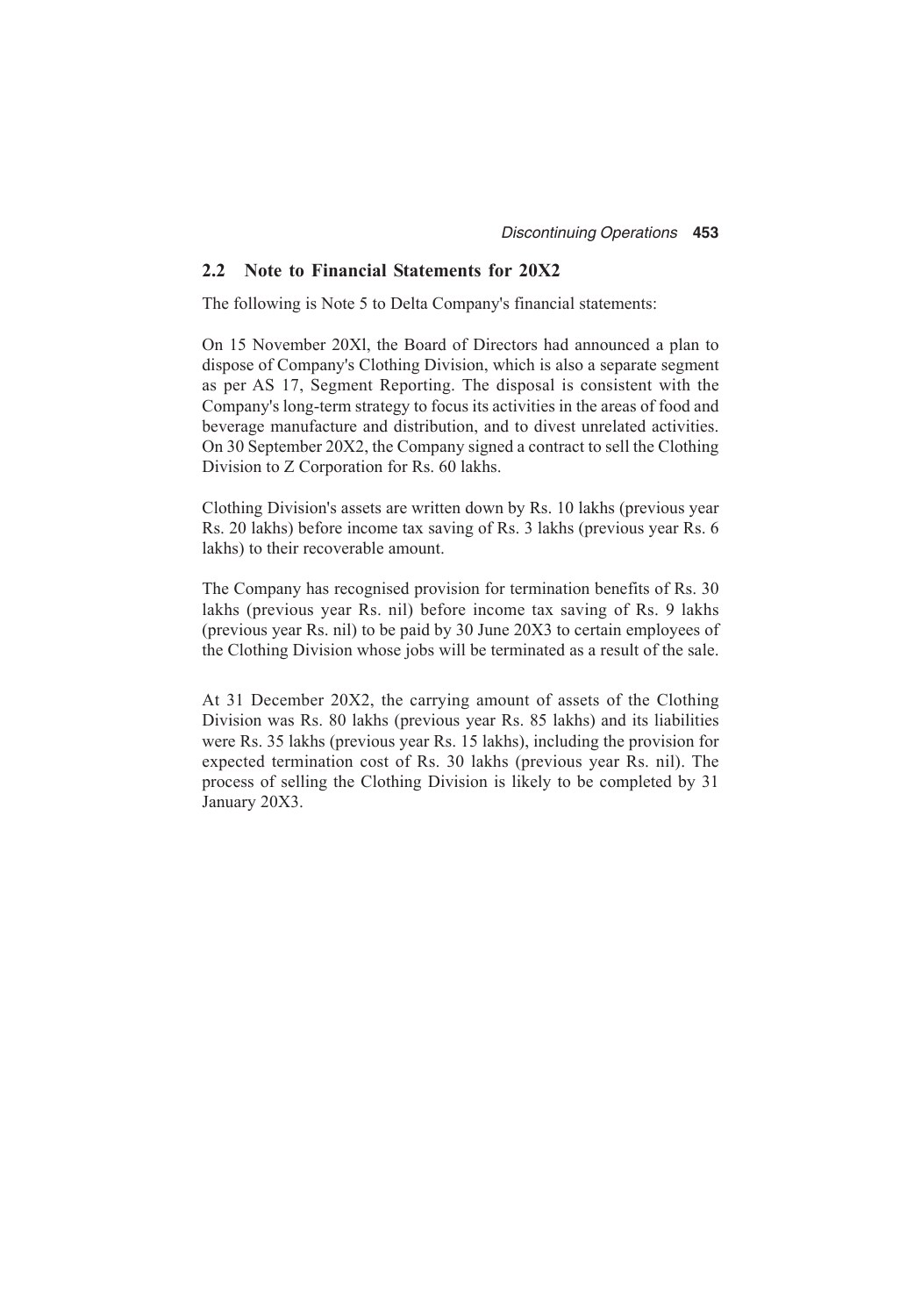## 2.2 Note to Financial Statements for 20X2

The following is Note 5 to Delta Company's financial statements:

On 15 November 20Xl, the Board of Directors had announced a plan to dispose of Company's Clothing Division, which is also a separate segment as per AS 17, Segment Reporting. The disposal is consistent with the Company's long-term strategy to focus its activities in the areas of food and beverage manufacture and distribution, and to divest unrelated activities. On 30 September 20X2, the Company signed a contract to sell the Clothing Division to Z Corporation for Rs. 60 lakhs.

Clothing Division's assets are written down by Rs. 10 lakhs (previous year Rs. 20 lakhs) before income tax saving of Rs. 3 lakhs (previous year Rs. 6 lakhs) to their recoverable amount.

The Company has recognised provision for termination benefits of Rs. 30 lakhs (previous year Rs. nil) before income tax saving of Rs. 9 lakhs (previous year Rs. nil) to be paid by 30 June 20X3 to certain employees of the Clothing Division whose jobs will be terminated as a result of the sale.

At 31 December 20X2, the carrying amount of assets of the Clothing Division was Rs. 80 lakhs (previous year Rs. 85 lakhs) and its liabilities were Rs. 35 lakhs (previous year Rs. 15 lakhs), including the provision for expected termination cost of Rs. 30 lakhs (previous year Rs. nil). The process of selling the Clothing Division is likely to be completed by 31 January 20X3.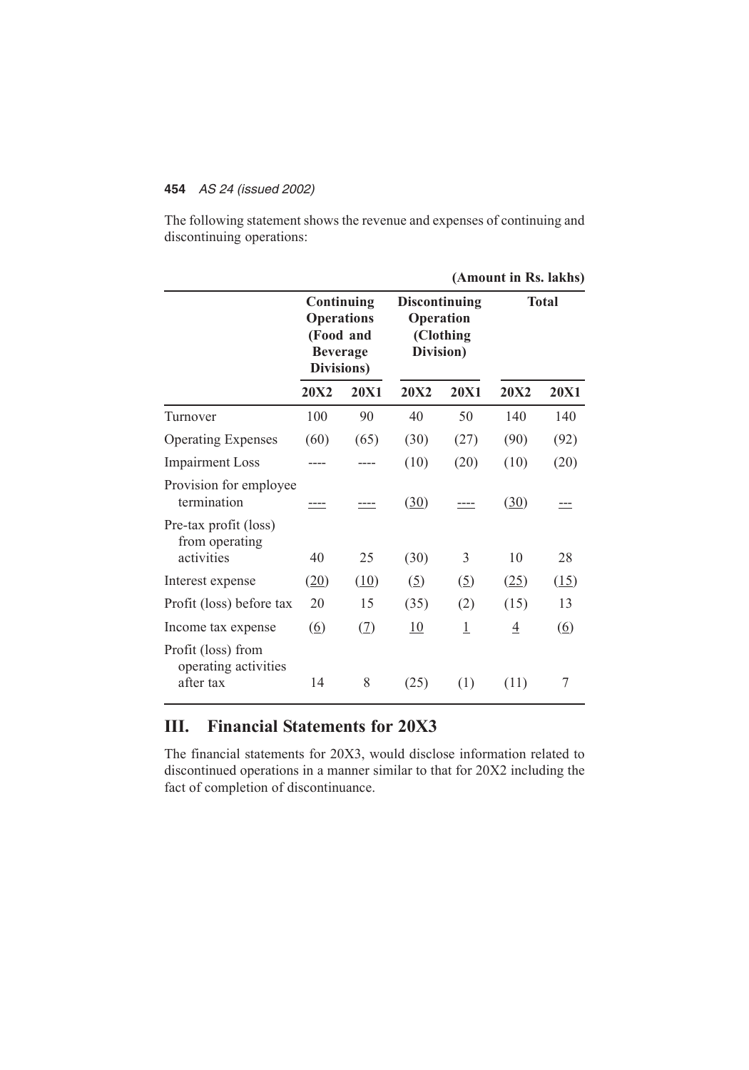The following statement shows the revenue and expenses of continuing and discontinuing operations:

**(Amount in Rs. lakhs)**

| | Continuing Operations (Food and Beverage Divisions) | | Discontinuing Operation (Clothing Division) | | Total | |
|---|---|---|---|---|---|---|
| | **20X2** | **20X1** | **20X2** | **20X1** | **20X2** | **20X1** |
| Turnover | 100 | 90 | 40 | 50 | 140 | 140 |
| Operating Expenses | (60) | (65) | (30) | (27) | (90) | (92) |
| Impairment Loss | ---- | ---- | (10) | (20) | (10) | (20) |
| Provision for employee termination | ---- | ---- | (30) | ---- | (30) | --- |
| Pre-tax profit (loss) from operating activities | 40 | 25 | (30) | 3 | 10 | 28 |
| Interest expense | (20) | (10) | (5) | (5) | (25) | (15) |
| Profit (loss) before tax | 20 | 15 | (35) | (2) | (15) | 13 |
| Income tax expense | (6) | (7) | 10 | 1 | 4 | (6) |
| Profit (loss) from operating activities after tax | 14 | 8 | (25) | (1) | (11) | 7 |

## III. Financial Statements for 20X3

The financial statements for 20X3, would disclose information related to discontinued operations in a manner similar to that for 20X2 including the fact of completion of discontinuance.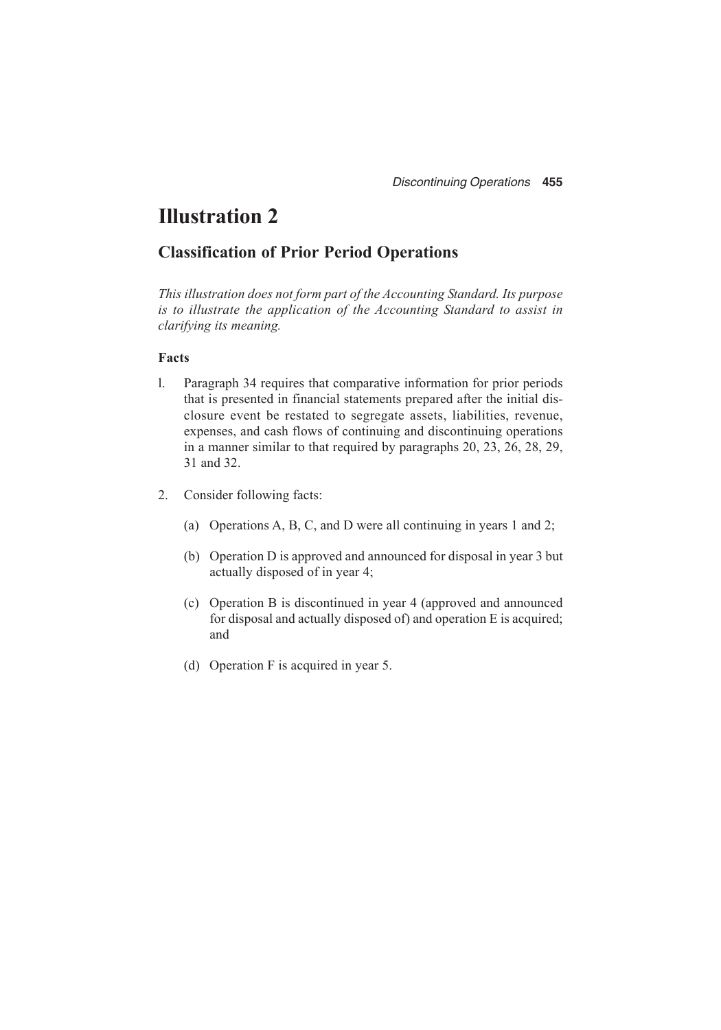# Illustration 2

## Classification of Prior Period Operations

*This illustration does not form part of the Accounting Standard. Its purpose is to illustrate the application of the Accounting Standard to assist in clarifying its meaning.*

**Facts**

l. Paragraph 34 requires that comparative information for prior periods that is presented in financial statements prepared after the initial disclosure event be restated to segregate assets, liabilities, revenue, expenses, and cash flows of continuing and discontinuing operations in a manner similar to that required by paragraphs 20, 23, 26, 28, 29, 31 and 32.

2. Consider following facts:

   (a) Operations A, B, C, and D were all continuing in years 1 and 2;

   (b) Operation D is approved and announced for disposal in year 3 but actually disposed of in year 4;

   (c) Operation B is discontinued in year 4 (approved and announced for disposal and actually disposed of) and operation E is acquired; and

   (d) Operation F is acquired in year 5.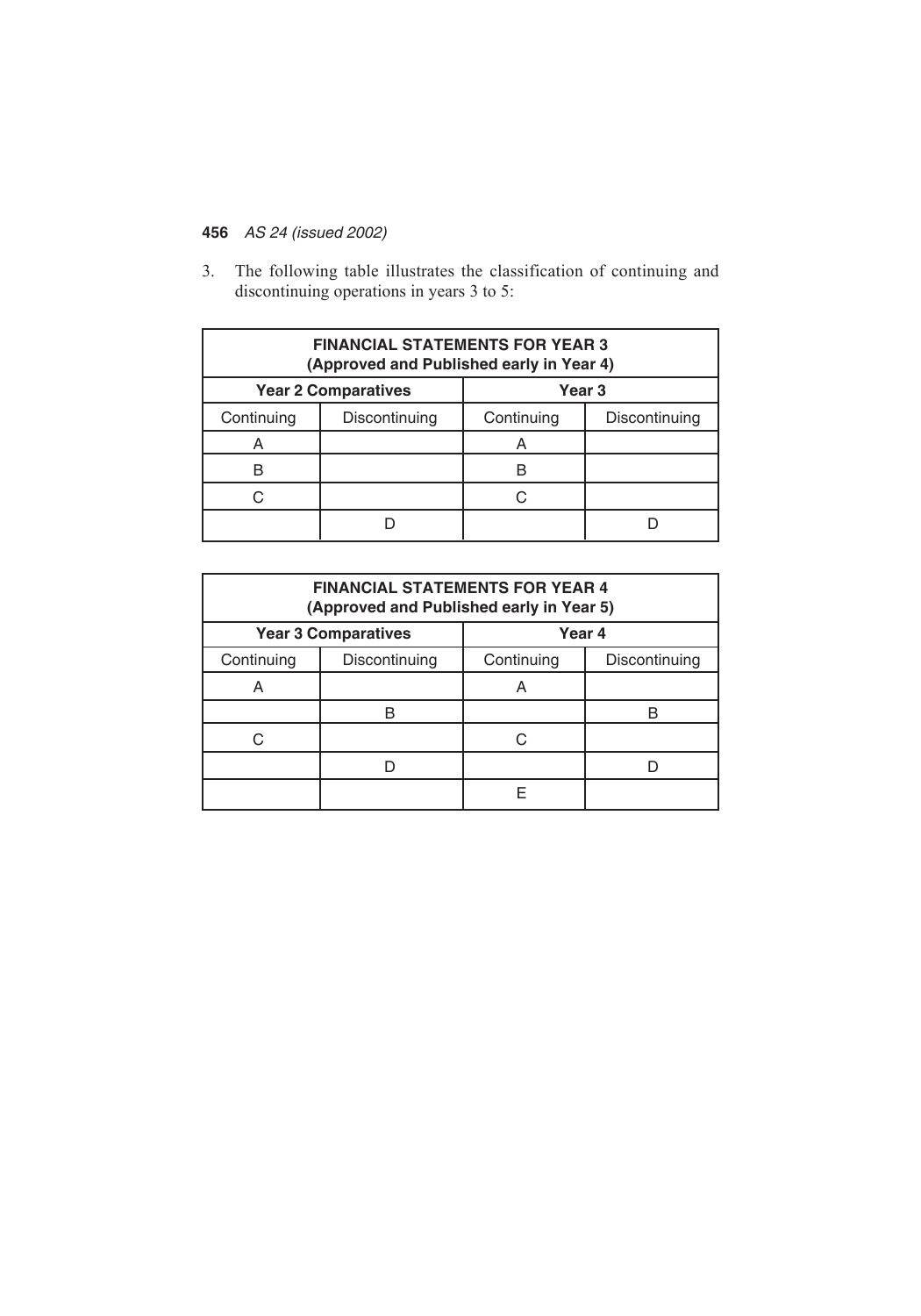3. The following table illustrates the classification of continuing and discontinuing operations in years 3 to 5:

| **FINANCIAL STATEMENTS FOR YEAR 3 (Approved and Published early in Year 4)** | | | |
|---|---|---|---|
| **Year 2 Comparatives** | | **Year 3** | |
| Continuing | Discontinuing | Continuing | Discontinuing |
| A | | A | |
| B | | B | |
| C | | C | |
| | D | | D |

| **FINANCIAL STATEMENTS FOR YEAR 4 (Approved and Published early in Year 5)** | | | |
|---|---|---|---|
| **Year 3 Comparatives** | | **Year 4** | |
| Continuing | Discontinuing | Continuing | Discontinuing |
| A | | A | |
| | B | | B |
| C | | C | |
| | D | | D |
| | | E | |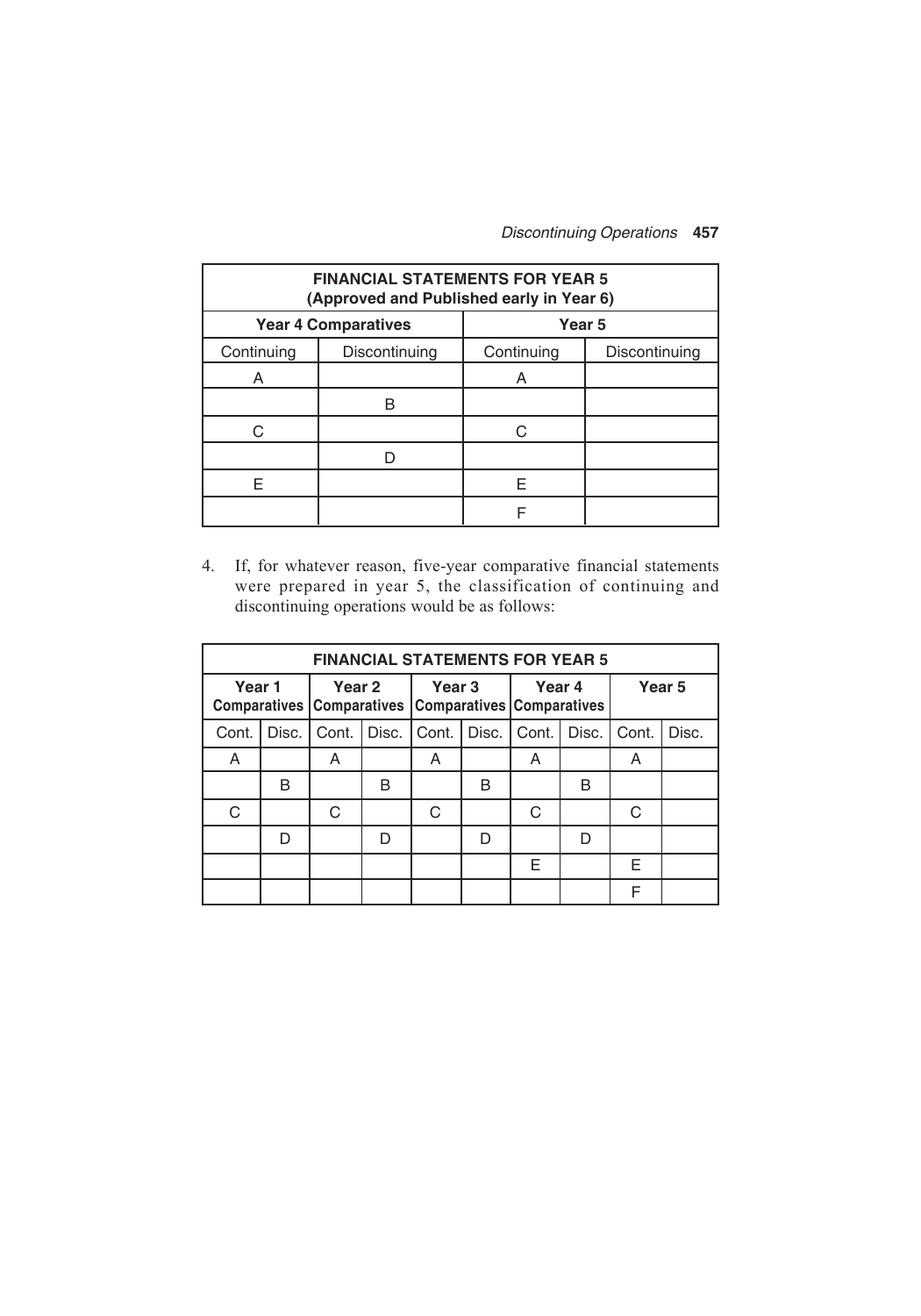| FINANCIAL STATEMENTS FOR YEAR 5 (Approved and Published early in Year 6) | | | |
|---|---|---|---|
| **Year 4 Comparatives** | | **Year 5** | |
| Continuing | Discontinuing | Continuing | Discontinuing |
| A | | A | |
| | B | | |
| C | | C | |
| | D | | |
| E | | E | |
| | | F | |

4. If, for whatever reason, five-year comparative financial statements were prepared in year 5, the classification of continuing and discontinuing operations would be as follows:

| FINANCIAL STATEMENTS FOR YEAR 5 | | | | | | | | | |
|---|---|---|---|---|---|---|---|---|---|
| **Year 1 Comparatives** | | **Year 2 Comparatives** | | **Year 3 Comparatives** | | **Year 4 Comparatives** | | **Year 5** | |
| Cont. | Disc. | Cont. | Disc. | Cont. | Disc. | Cont. | Disc. | Cont. | Disc. |
| A | | A | | A | | A | | A | |
| | B | | B | | B | | B | | |
| C | | C | | C | | C | | C | |
| | D | | D | | D | | D | | |
| | | | | | | E | | E | |
| | | | | | | | | F | |